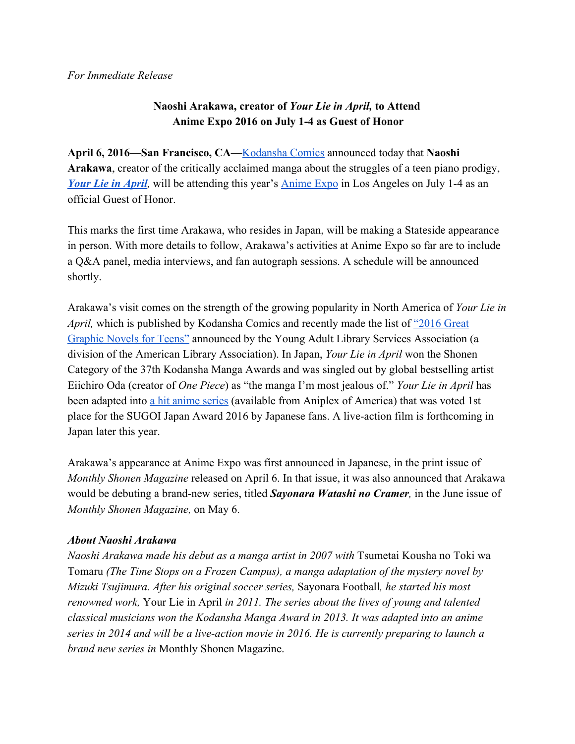*For Immediate Release*

**Naoshi Arakawa, creator of *Your Lie in April,* to Attend Anime Expo 2016 on July 1-4 as Guest of Honor**

**April 6, 2016—San Francisco, CA—**Kodansha Comics announced today that **Naoshi Arakawa**, creator of the critically acclaimed manga about the struggles of a teen piano prodigy, ***Your Lie in April****,* will be attending this year's Anime Expo in Los Angeles on July 1-4 as an official Guest of Honor.

This marks the first time Arakawa, who resides in Japan, will be making a Stateside appearance in person. With more details to follow, Arakawa's activities at Anime Expo so far are to include a Q&A panel, media interviews, and fan autograph sessions. A schedule will be announced shortly.

Arakawa's visit comes on the strength of the growing popularity in North America of *Your Lie in April,* which is published by Kodansha Comics and recently made the list of "2016 Great Graphic Novels for Teens" announced by the Young Adult Library Services Association (a division of the American Library Association). In Japan, *Your Lie in April* won the Shonen Category of the 37th Kodansha Manga Awards and was singled out by global bestselling artist Eiichiro Oda (creator of *One Piece*) as "the manga I'm most jealous of." *Your Lie in April* has been adapted into a hit anime series (available from Aniplex of America) that was voted 1st place for the SUGOI Japan Award 2016 by Japanese fans. A live-action film is forthcoming in Japan later this year.

Arakawa's appearance at Anime Expo was first announced in Japanese, in the print issue of *Monthly Shonen Magazine* released on April 6. In that issue, it was also announced that Arakawa would be debuting a brand-new series, titled ***Sayonara Watashi no Cramer****,* in the June issue of *Monthly Shonen Magazine,* on May 6.

### ***About Naoshi Arakawa***

*Naoshi Arakawa made his debut as a manga artist in 2007 with* Tsumetai Kousha no Toki wa Tomaru *(The Time Stops on a Frozen Campus), a manga adaptation of the mystery novel by Mizuki Tsujimura. After his original soccer series,* Sayonara Football*, he started his most renowned work,* Your Lie in April *in 2011. The series about the lives of young and talented classical musicians won the Kodansha Manga Award in 2013. It was adapted into an anime series in 2014 and will be a live-action movie in 2016. He is currently preparing to launch a brand new series in* Monthly Shonen Magazine.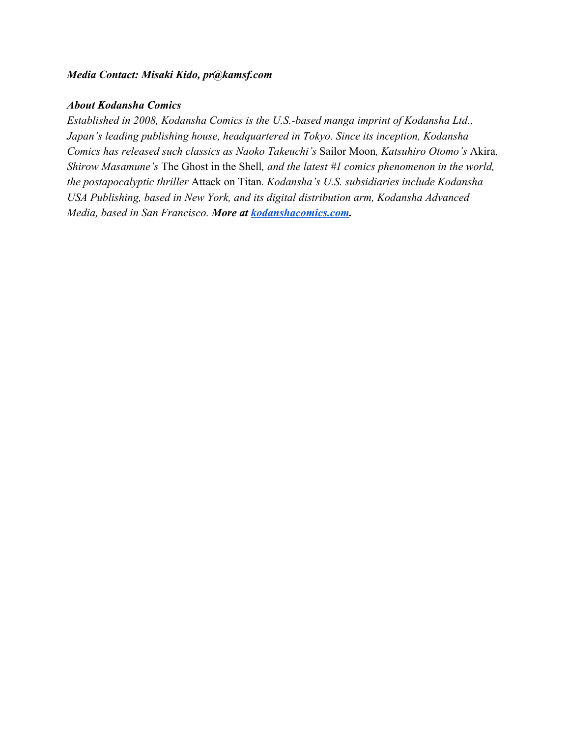***Media Contact: Misaki Kido, pr@kamsf.com***

***About Kodansha Comics***

*Established in 2008, Kodansha Comics is the U.S.-based manga imprint of Kodansha Ltd., Japan's leading publishing house, headquartered in Tokyo. Since its inception, Kodansha Comics has released such classics as Naoko Takeuchi's* Sailor Moon*, Katsuhiro Otomo's* Akira*, Shirow Masamune's* The Ghost in the Shell*, and the latest #1 comics phenomenon in the world, the postapocalyptic thriller* Attack on Titan*. Kodansha's U.S. subsidiaries include Kodansha USA Publishing, based in New York, and its digital distribution arm, Kodansha Advanced Media, based in San Francisco.* ***More at [kodanshacomics.com](http://kodanshacomics.com).***